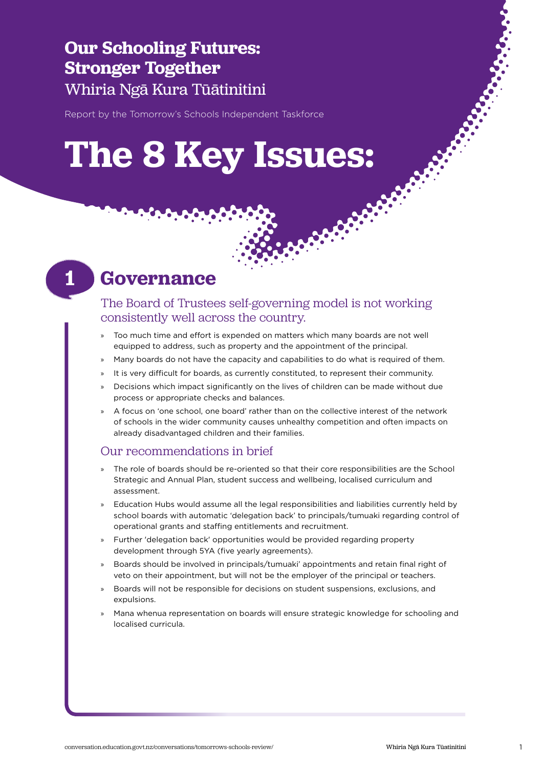# Our Schooling Futures: Stronger Together

## Whiria Ngā Kura Tūātinitini

Report by the Tomorrow's Schools Independent Taskforce

# The 8 Key Issues:

## 1 Governance

### The Board of Trustees self-governing model is not working consistently well across the country.

- Too much time and effort is expended on matters which many boards are not well equipped to address, such as property and the appointment of the principal.
- Many boards do not have the capacity and capabilities to do what is required of them.
- It is very difficult for boards, as currently constituted, to represent their community.
- Decisions which impact significantly on the lives of children can be made without due process or appropriate checks and balances.
- A focus on 'one school, one board' rather than on the collective interest of the network of schools in the wider community causes unhealthy competition and often impacts on already disadvantaged children and their families.

### Our recommendations in brief

- The role of boards should be re-oriented so that their core responsibilities are the School Strategic and Annual Plan, student success and wellbeing, localised curriculum and assessment.
- Education Hubs would assume all the legal responsibilities and liabilities currently held by school boards with automatic 'delegation back' to principals/tumuaki regarding control of operational grants and staffing entitlements and recruitment.
- Further 'delegation back' opportunities would be provided regarding property development through 5YA (five yearly agreements).
- Boards should be involved in principals/tumuaki' appointments and retain final right of veto on their appointment, but will not be the employer of the principal or teachers.
- Boards will not be responsible for decisions on student suspensions, exclusions, and expulsions.
- Mana whenua representation on boards will ensure strategic knowledge for schooling and localised curricula.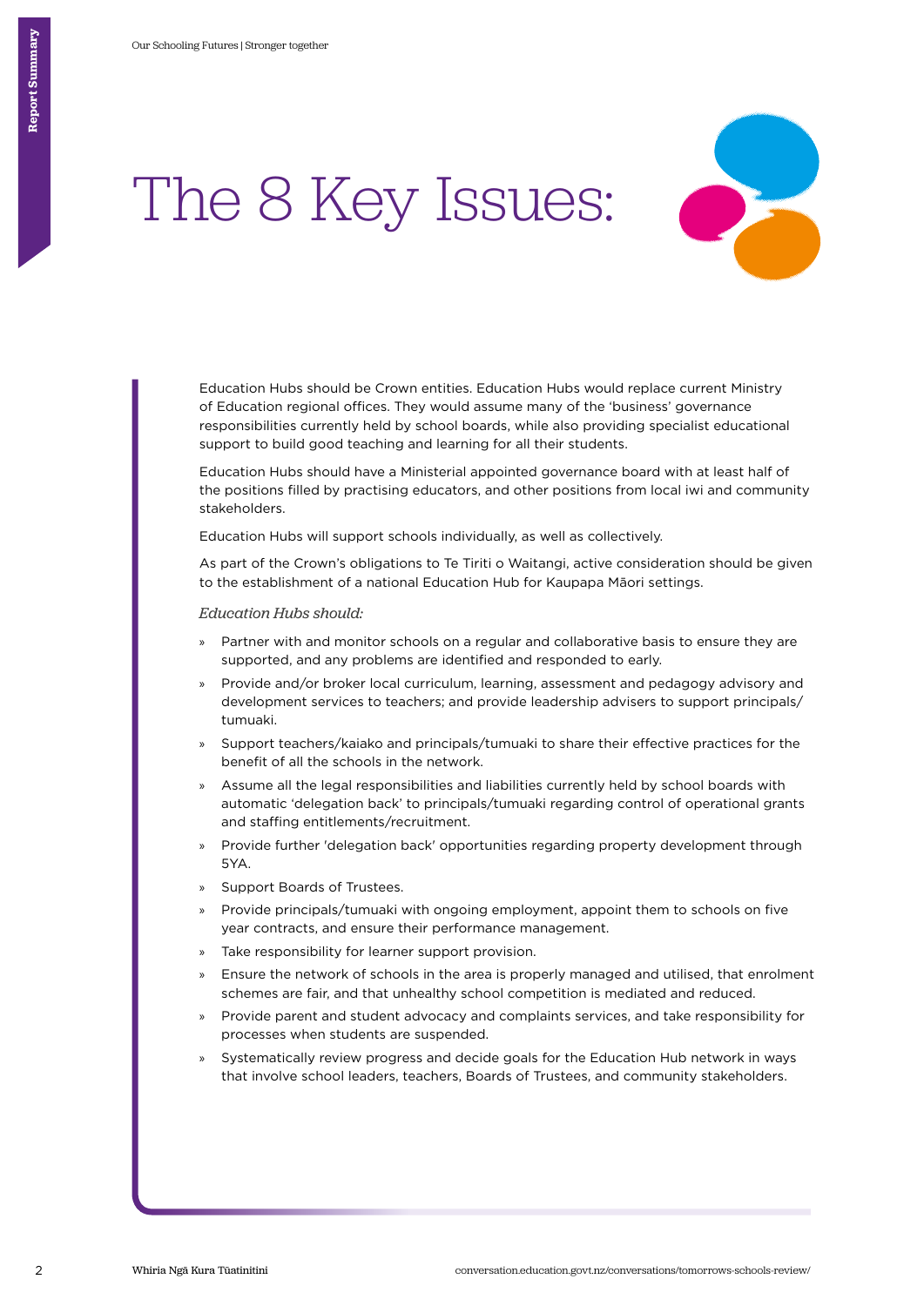# The 8 Key Issues:

Education Hubs should be Crown entities. Education Hubs would replace current Ministry of Education regional offices. They would assume many of the 'business' governance responsibilities currently held by school boards, while also providing specialist educational support to build good teaching and learning for all their students.

Education Hubs should have a Ministerial appointed governance board with at least half of the positions filled by practising educators, and other positions from local iwi and community stakeholders.

Education Hubs will support schools individually, as well as collectively.

As part of the Crown's obligations to Te Tiriti o Waitangi, active consideration should be given to the establishment of a national Education Hub for Kaupapa Māori settings.

*Education Hubs should:*

- Partner with and monitor schools on a regular and collaborative basis to ensure they are supported, and any problems are identified and responded to early.
- Provide and/or broker local curriculum, learning, assessment and pedagogy advisory and development services to teachers; and provide leadership advisers to support principals/tumuaki.
- Support teachers/kaiako and principals/tumuaki to share their effective practices for the benefit of all the schools in the network.
- Assume all the legal responsibilities and liabilities currently held by school boards with automatic 'delegation back' to principals/tumuaki regarding control of operational grants and staffing entitlements/recruitment.
- Provide further 'delegation back' opportunities regarding property development through 5YA.
- Support Boards of Trustees.
- Provide principals/tumuaki with ongoing employment, appoint them to schools on five year contracts, and ensure their performance management.
- Take responsibility for learner support provision.
- Ensure the network of schools in the area is properly managed and utilised, that enrolment schemes are fair, and that unhealthy school competition is mediated and reduced.
- Provide parent and student advocacy and complaints services, and take responsibility for processes when students are suspended.
- Systematically review progress and decide goals for the Education Hub network in ways that involve school leaders, teachers, Boards of Trustees, and community stakeholders.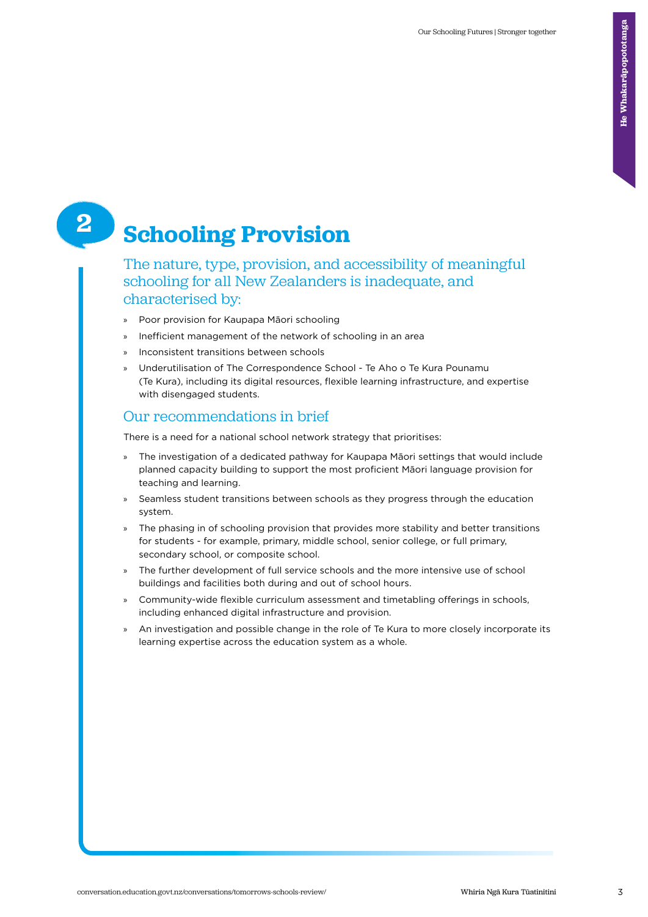# 2 Schooling Provision

## The nature, type, provision, and accessibility of meaningful schooling for all New Zealanders is inadequate, and characterised by:

- Poor provision for Kaupapa Māori schooling
- Inefficient management of the network of schooling in an area
- Inconsistent transitions between schools
- Underutilisation of The Correspondence School - Te Aho o Te Kura Pounamu (Te Kura), including its digital resources, flexible learning infrastructure, and expertise with disengaged students.

## Our recommendations in brief

There is a need for a national school network strategy that prioritises:

- The investigation of a dedicated pathway for Kaupapa Māori settings that would include planned capacity building to support the most proficient Māori language provision for teaching and learning.
- Seamless student transitions between schools as they progress through the education system.
- The phasing in of schooling provision that provides more stability and better transitions for students - for example, primary, middle school, senior college, or full primary, secondary school, or composite school.
- The further development of full service schools and the more intensive use of school buildings and facilities both during and out of school hours.
- Community-wide flexible curriculum assessment and timetabling offerings in schools, including enhanced digital infrastructure and provision.
- An investigation and possible change in the role of Te Kura to more closely incorporate its learning expertise across the education system as a whole.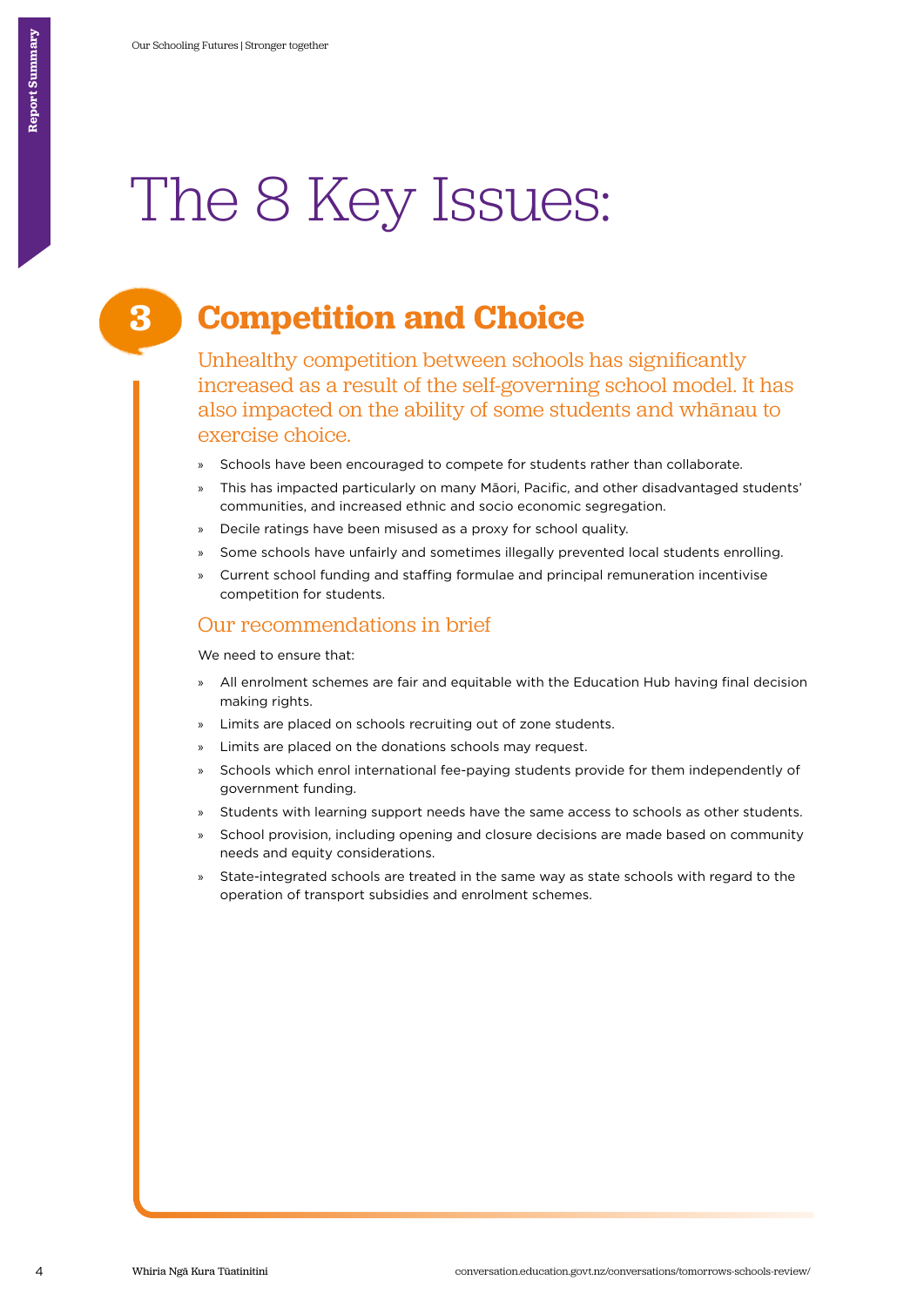# The 8 Key Issues:

## 3 Competition and Choice

Unhealthy competition between schools has significantly increased as a result of the self-governing school model. It has also impacted on the ability of some students and whānau to exercise choice.

- Schools have been encouraged to compete for students rather than collaborate.
- This has impacted particularly on many Māori, Pacific, and other disadvantaged students' communities, and increased ethnic and socio economic segregation.
- Decile ratings have been misused as a proxy for school quality.
- Some schools have unfairly and sometimes illegally prevented local students enrolling.
- Current school funding and staffing formulae and principal remuneration incentivise competition for students.

### Our recommendations in brief

We need to ensure that:

- All enrolment schemes are fair and equitable with the Education Hub having final decision making rights.
- Limits are placed on schools recruiting out of zone students.
- Limits are placed on the donations schools may request.
- Schools which enrol international fee-paying students provide for them independently of government funding.
- Students with learning support needs have the same access to schools as other students.
- School provision, including opening and closure decisions are made based on community needs and equity considerations.
- State-integrated schools are treated in the same way as state schools with regard to the operation of transport subsidies and enrolment schemes.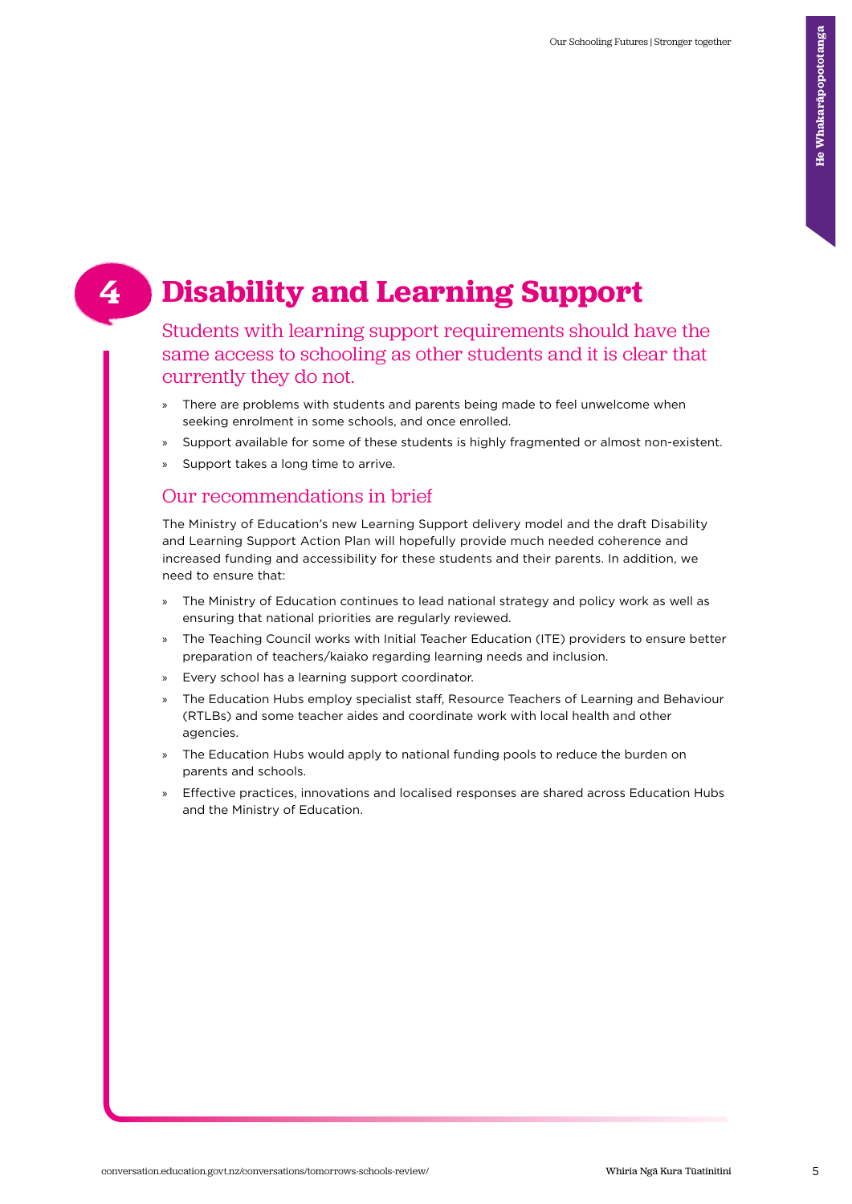# 4 Disability and Learning Support

Students with learning support requirements should have the same access to schooling as other students and it is clear that currently they do not.

- There are problems with students and parents being made to feel unwelcome when seeking enrolment in some schools, and once enrolled.
- Support available for some of these students is highly fragmented or almost non-existent.
- Support takes a long time to arrive.

## Our recommendations in brief

The Ministry of Education's new Learning Support delivery model and the draft Disability and Learning Support Action Plan will hopefully provide much needed coherence and increased funding and accessibility for these students and their parents. In addition, we need to ensure that:

- The Ministry of Education continues to lead national strategy and policy work as well as ensuring that national priorities are regularly reviewed.
- The Teaching Council works with Initial Teacher Education (ITE) providers to ensure better preparation of teachers/kaiako regarding learning needs and inclusion.
- Every school has a learning support coordinator.
- The Education Hubs employ specialist staff, Resource Teachers of Learning and Behaviour (RTLBs) and some teacher aides and coordinate work with local health and other agencies.
- The Education Hubs would apply to national funding pools to reduce the burden on parents and schools.
- Effective practices, innovations and localised responses are shared across Education Hubs and the Ministry of Education.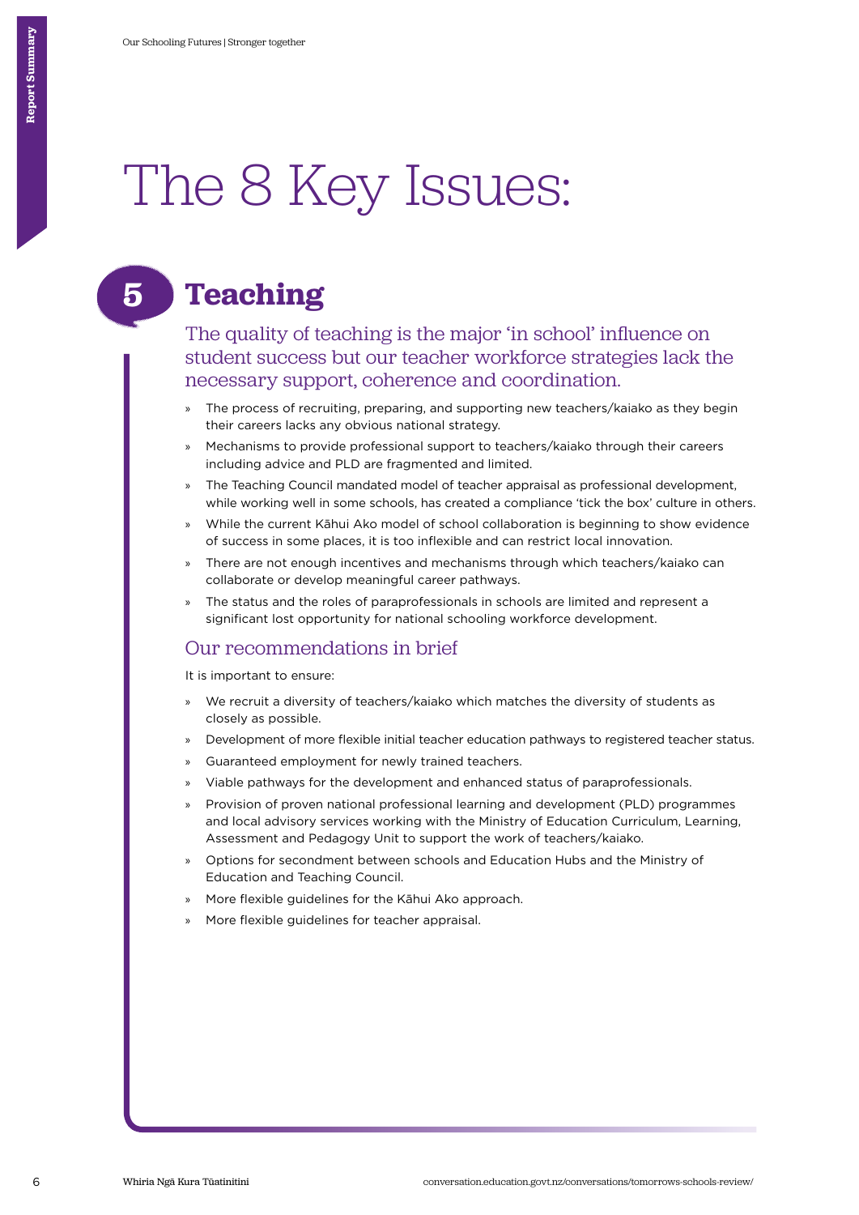# The 8 Key Issues:

## 5 Teaching

The quality of teaching is the major 'in school' influence on student success but our teacher workforce strategies lack the necessary support, coherence and coordination.

- The process of recruiting, preparing, and supporting new teachers/kaiako as they begin their careers lacks any obvious national strategy.
- Mechanisms to provide professional support to teachers/kaiako through their careers including advice and PLD are fragmented and limited.
- The Teaching Council mandated model of teacher appraisal as professional development, while working well in some schools, has created a compliance 'tick the box' culture in others.
- While the current Kāhui Ako model of school collaboration is beginning to show evidence of success in some places, it is too inflexible and can restrict local innovation.
- There are not enough incentives and mechanisms through which teachers/kaiako can collaborate or develop meaningful career pathways.
- The status and the roles of paraprofessionals in schools are limited and represent a significant lost opportunity for national schooling workforce development.

### Our recommendations in brief

It is important to ensure:

- We recruit a diversity of teachers/kaiako which matches the diversity of students as closely as possible.
- Development of more flexible initial teacher education pathways to registered teacher status.
- Guaranteed employment for newly trained teachers.
- Viable pathways for the development and enhanced status of paraprofessionals.
- Provision of proven national professional learning and development (PLD) programmes and local advisory services working with the Ministry of Education Curriculum, Learning, Assessment and Pedagogy Unit to support the work of teachers/kaiako.
- Options for secondment between schools and Education Hubs and the Ministry of Education and Teaching Council.
- More flexible guidelines for the Kāhui Ako approach.
- More flexible guidelines for teacher appraisal.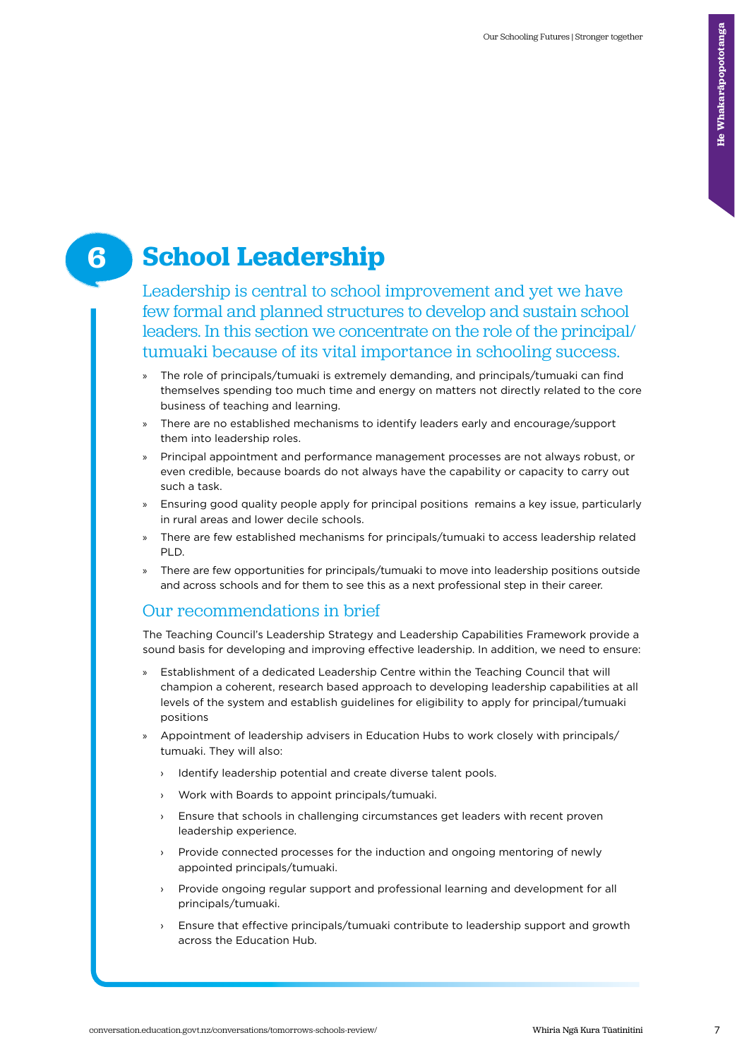# 6 School Leadership

Leadership is central to school improvement and yet we have few formal and planned structures to develop and sustain school leaders. In this section we concentrate on the role of the principal/tumuaki because of its vital importance in schooling success.

- The role of principals/tumuaki is extremely demanding, and principals/tumuaki can find themselves spending too much time and energy on matters not directly related to the core business of teaching and learning.
- There are no established mechanisms to identify leaders early and encourage/support them into leadership roles.
- Principal appointment and performance management processes are not always robust, or even credible, because boards do not always have the capability or capacity to carry out such a task.
- Ensuring good quality people apply for principal positions remains a key issue, particularly in rural areas and lower decile schools.
- There are few established mechanisms for principals/tumuaki to access leadership related PLD.
- There are few opportunities for principals/tumuaki to move into leadership positions outside and across schools and for them to see this as a next professional step in their career.

## Our recommendations in brief

The Teaching Council's Leadership Strategy and Leadership Capabilities Framework provide a sound basis for developing and improving effective leadership. In addition, we need to ensure:

- Establishment of a dedicated Leadership Centre within the Teaching Council that will champion a coherent, research based approach to developing leadership capabilities at all levels of the system and establish guidelines for eligibility to apply for principal/tumuaki positions
- Appointment of leadership advisers in Education Hubs to work closely with principals/tumuaki. They will also:
  - Identify leadership potential and create diverse talent pools.
  - Work with Boards to appoint principals/tumuaki.
  - Ensure that schools in challenging circumstances get leaders with recent proven leadership experience.
  - Provide connected processes for the induction and ongoing mentoring of newly appointed principals/tumuaki.
  - Provide ongoing regular support and professional learning and development for all principals/tumuaki.
  - Ensure that effective principals/tumuaki contribute to leadership support and growth across the Education Hub.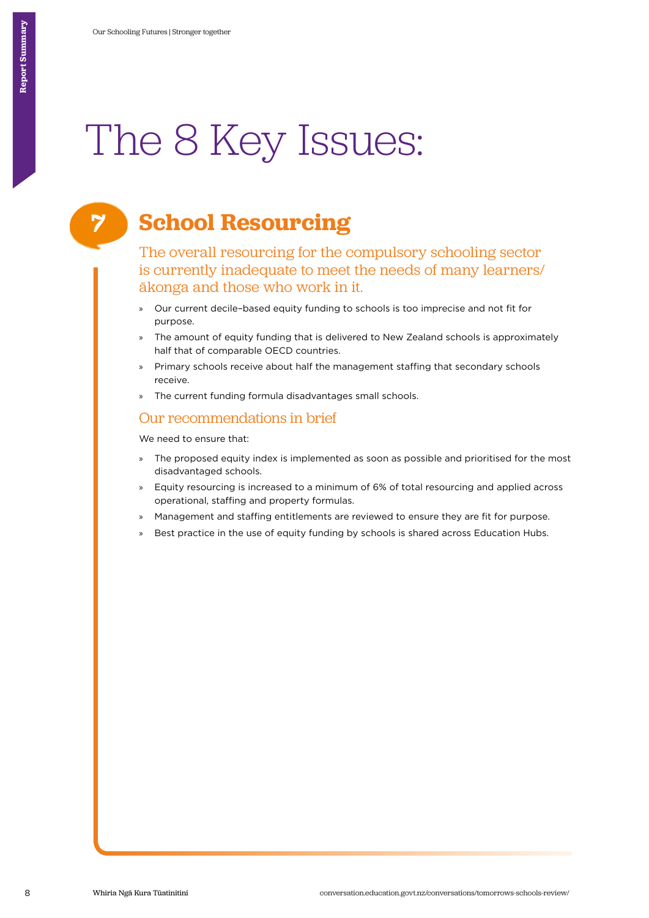# The 8 Key Issues:

## 7 School Resourcing

The overall resourcing for the compulsory schooling sector is currently inadequate to meet the needs of many learners/ākonga and those who work in it.

- Our current decile–based equity funding to schools is too imprecise and not fit for purpose.
- The amount of equity funding that is delivered to New Zealand schools is approximately half that of comparable OECD countries.
- Primary schools receive about half the management staffing that secondary schools receive.
- The current funding formula disadvantages small schools.

### Our recommendations in brief

We need to ensure that:

- The proposed equity index is implemented as soon as possible and prioritised for the most disadvantaged schools.
- Equity resourcing is increased to a minimum of 6% of total resourcing and applied across operational, staffing and property formulas.
- Management and staffing entitlements are reviewed to ensure they are fit for purpose.
- Best practice in the use of equity funding by schools is shared across Education Hubs.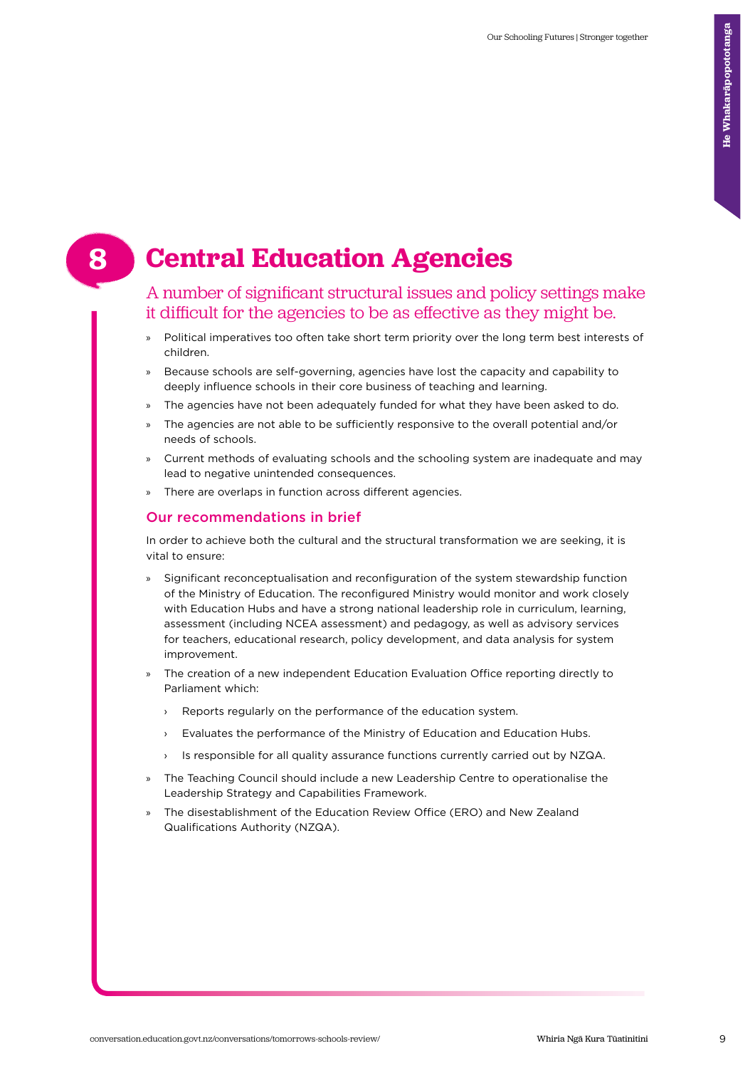# 8 Central Education Agencies

## A number of significant structural issues and policy settings make it difficult for the agencies to be as effective as they might be.

- Political imperatives too often take short term priority over the long term best interests of children.
- Because schools are self-governing, agencies have lost the capacity and capability to deeply influence schools in their core business of teaching and learning.
- The agencies have not been adequately funded for what they have been asked to do.
- The agencies are not able to be sufficiently responsive to the overall potential and/or needs of schools.
- Current methods of evaluating schools and the schooling system are inadequate and may lead to negative unintended consequences.
- There are overlaps in function across different agencies.

### Our recommendations in brief

In order to achieve both the cultural and the structural transformation we are seeking, it is vital to ensure:

- Significant reconceptualisation and reconfiguration of the system stewardship function of the Ministry of Education. The reconfigured Ministry would monitor and work closely with Education Hubs and have a strong national leadership role in curriculum, learning, assessment (including NCEA assessment) and pedagogy, as well as advisory services for teachers, educational research, policy development, and data analysis for system improvement.
- The creation of a new independent Education Evaluation Office reporting directly to Parliament which:
  - Reports regularly on the performance of the education system.
  - Evaluates the performance of the Ministry of Education and Education Hubs.
  - Is responsible for all quality assurance functions currently carried out by NZQA.
- The Teaching Council should include a new Leadership Centre to operationalise the Leadership Strategy and Capabilities Framework.
- The disestablishment of the Education Review Office (ERO) and New Zealand Qualifications Authority (NZQA).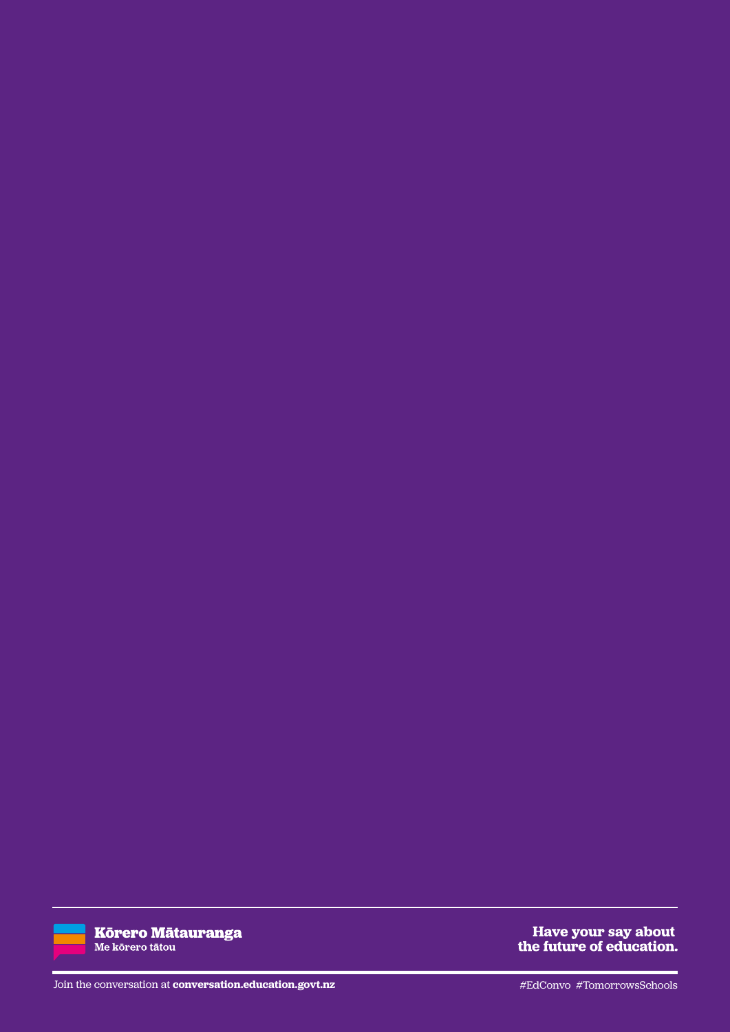**Kōrero Mātauranga**
Me kōrero tātou

**Have your say about the future of education.**

Join the conversation at **conversation.education.govt.nz**

#EdConvo #TomorrowsSchools